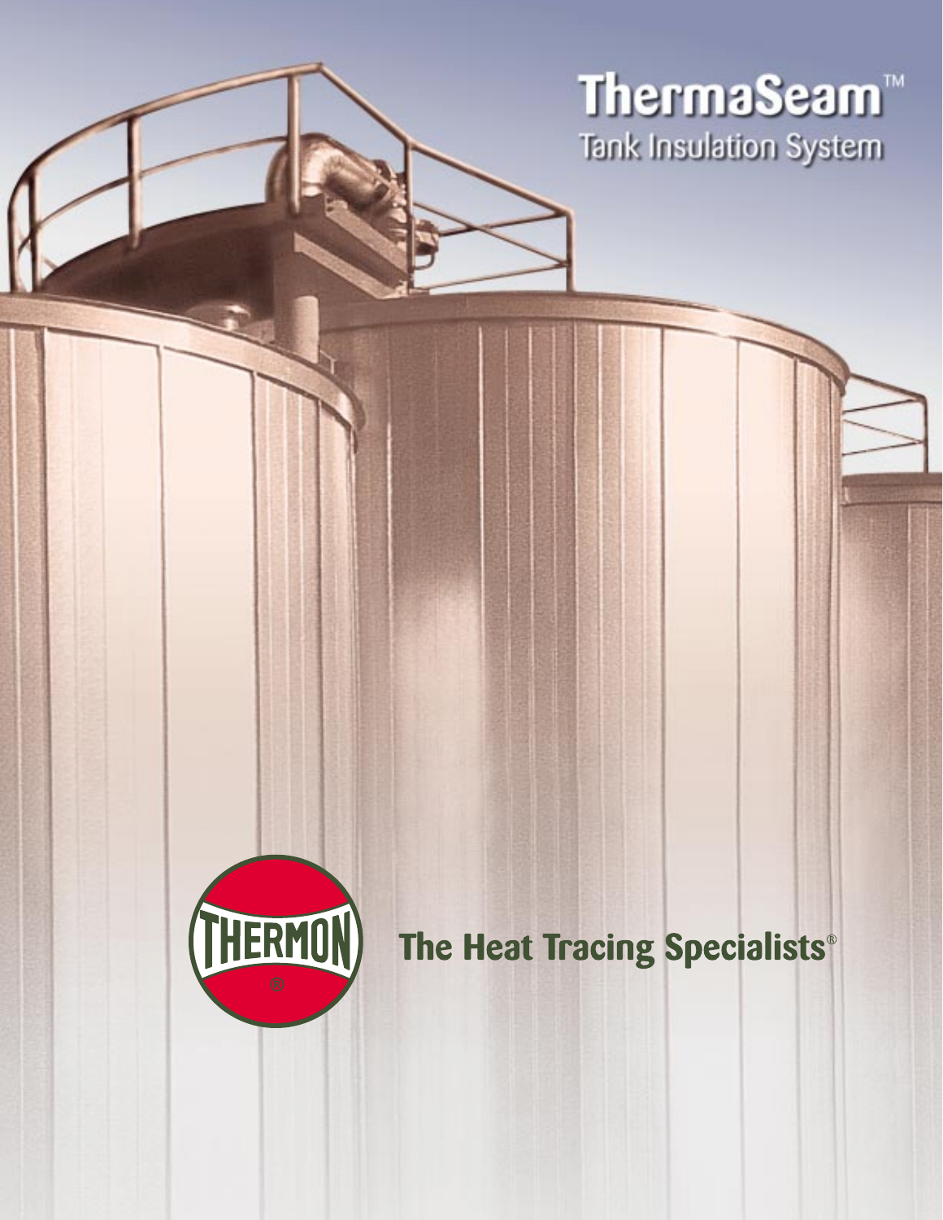# ThermaSeam™

## Tank Insulation System

THERMON ®

**The Heat Tracing Specialists®**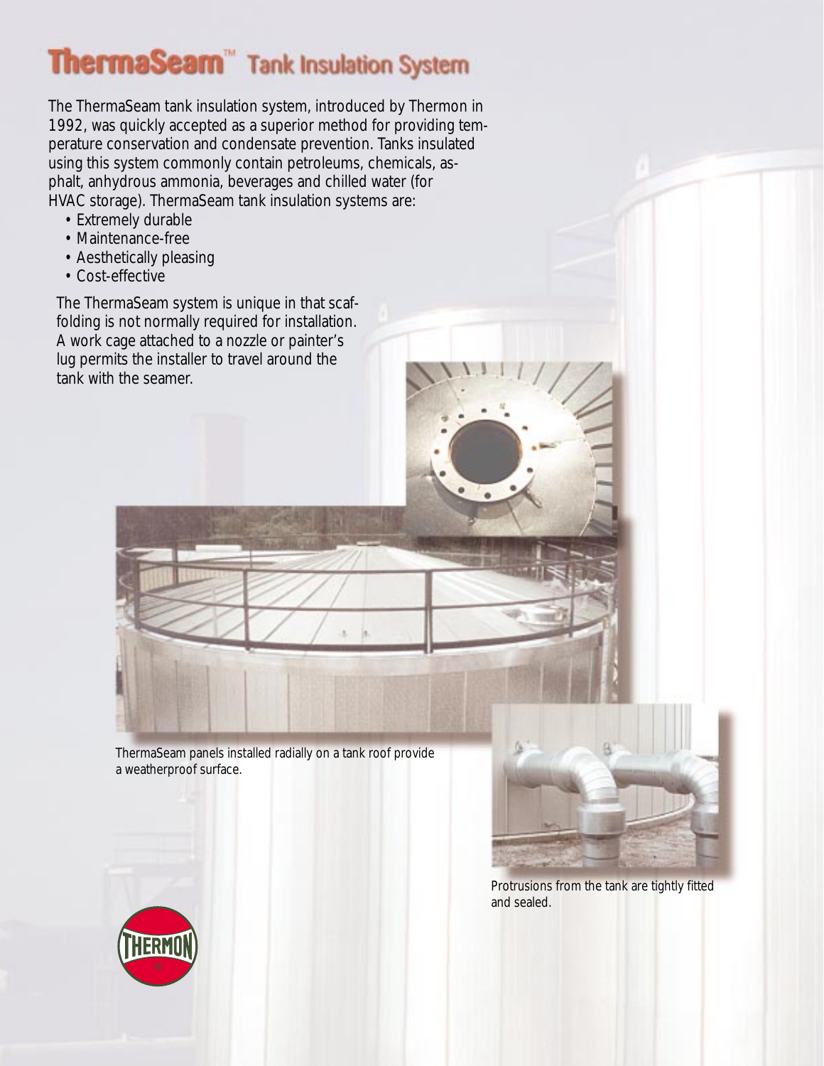# ThermaSeam™ Tank Insulation System

The ThermaSeam tank insulation system, introduced by Thermon in 1992, was quickly accepted as a superior method for providing temperature conservation and condensate prevention. Tanks insulated using this system commonly contain petroleums, chemicals, asphalt, anhydrous ammonia, beverages and chilled water (for HVAC storage). ThermaSeam tank insulation systems are:

- Extremely durable
- Maintenance-free
- Aesthetically pleasing
- Cost-effective

The ThermaSeam system is unique in that scaffolding is not normally required for installation. A work cage attached to a nozzle or painter's lug permits the installer to travel around the tank with the seamer.

ThermaSeam panels installed radially on a tank roof provide a weatherproof surface.

Protrusions from the tank are tightly fitted and sealed.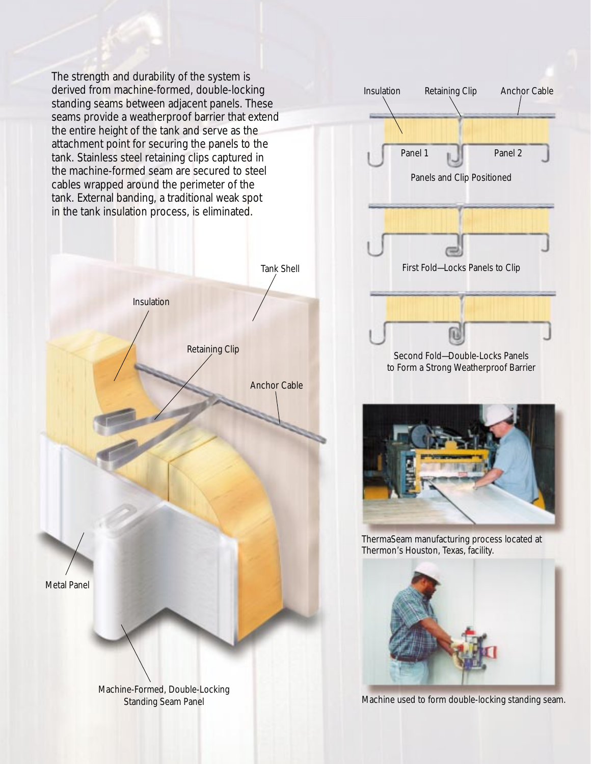The strength and durability of the system is derived from machine-formed, double-locking standing seams between adjacent panels. These seams provide a weatherproof barrier that extend the entire height of the tank and serve as the attachment point for securing the panels to the tank. Stainless steel retaining clips captured in the machine-formed seam are secured to steel cables wrapped around the perimeter of the tank. External banding, a traditional weak spot in the tank insulation process, is eliminated.

Tank Shell

Insulation

Retaining Clip

Anchor Cable

Metal Panel

Machine-Formed, Double-Locking Standing Seam Panel

Insulation Retaining Clip Anchor Cable

Panel 1 Panel 2

Panels and Clip Positioned

First Fold—Locks Panels to Clip

Second Fold—Double-Locks Panels to Form a Strong Weatherproof Barrier

ThermaSeam manufacturing process located at Thermon's Houston, Texas, facility.

Machine used to form double-locking standing seam.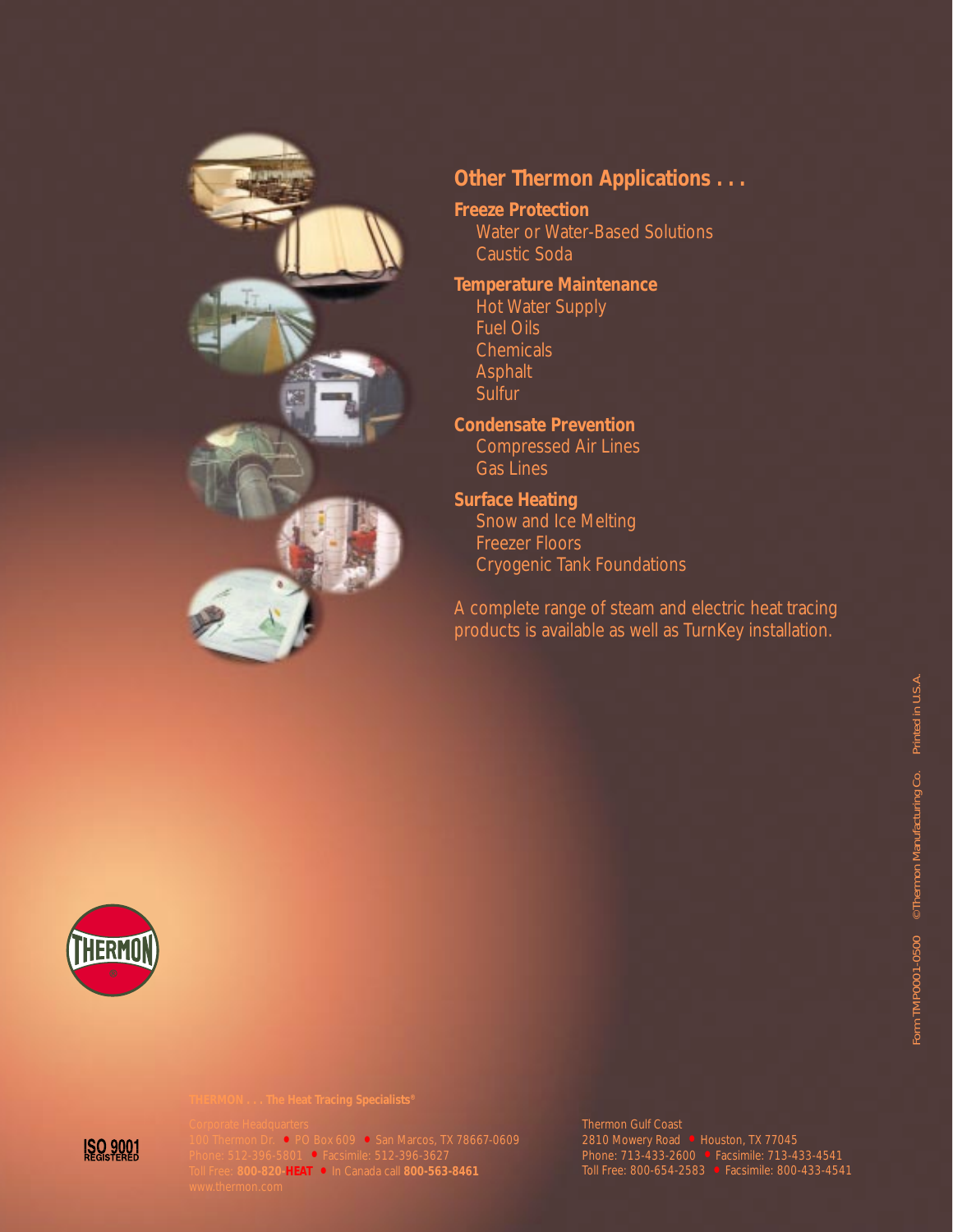## Other Thermon Applications . . .

**Freeze Protection**

- Water or Water-Based Solutions
- Caustic Soda

**Temperature Maintenance**

- Hot Water Supply
- Fuel Oils
- Chemicals
- Asphalt
- Sulfur

**Condensate Prevention**

- Compressed Air Lines
- Gas Lines

**Surface Heating**

- Snow and Ice Melting
- Freezer Floors
- Cryogenic Tank Foundations

A complete range of steam and electric heat tracing products is available as well as TurnKey installation.

Form TMP0001-0500 ©Thermon Manufacturing Co. Printed in U.S.A.

THERMON

**THERMON . . . The Heat Tracing Specialists®**

ISO 9001 REGISTERED

Corporate Headquarters
100 Thermon Dr. • PO Box 609 • San Marcos, TX 78667-0609
Phone: 512-396-5801 • Facsimile: 512-396-3627
Toll Free: **800-820-HEAT** • In Canada call **800-563-8461**
www.thermon.com

Thermon Gulf Coast
2810 Mowery Road • Houston, TX 77045
Phone: 713-433-2600 • Facsimile: 713-433-4541
Toll Free: 800-654-2583 • Facsimile: 800-433-4541